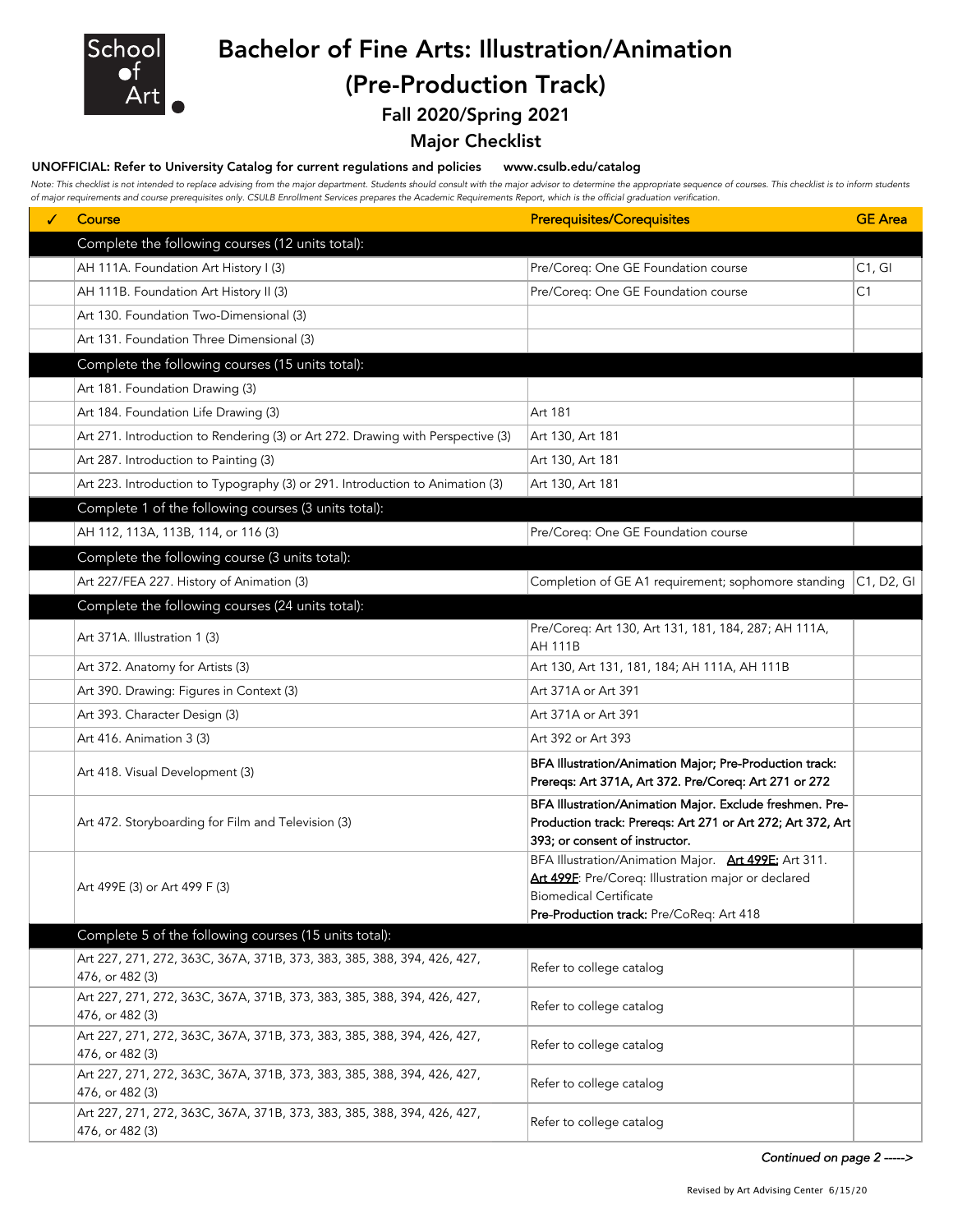# Bachelor of Fine Arts: Illustration/Animation (Pre-Production Track)

## Fall 2020/Spring 2021

## Major Checklist

**UNOFFICIAL: Refer to University Catalog for current regulations and policies www.csulb.edu/catalog**

*Note: This checklist is not intended to replace advising from the major department. Students should consult with the major advisor to determine the appropriate sequence of courses. This checklist is to inform students of major requirements and course prerequisites only. CSULB Enrollment Services prepares the Academic Requirements Report, which is the official graduation verification.*

| ✓ | Course | Prerequisites/Corequisites | GE Area |
|---|---|---|---|
| | **Complete the following courses (12 units total):** | | |
| | AH 111A. Foundation Art History I (3) | Pre/Coreq: One GE Foundation course | C1, GI |
| | AH 111B. Foundation Art History II (3) | Pre/Coreq: One GE Foundation course | C1 |
| | Art 130. Foundation Two-Dimensional (3) | | |
| | Art 131. Foundation Three Dimensional (3) | | |
| | **Complete the following courses (15 units total):** | | |
| | Art 181. Foundation Drawing (3) | | |
| | Art 184. Foundation Life Drawing (3) | Art 181 | |
| | Art 271. Introduction to Rendering (3) or Art 272. Drawing with Perspective (3) | Art 130, Art 181 | |
| | Art 287. Introduction to Painting (3) | Art 130, Art 181 | |
| | Art 223. Introduction to Typography (3) or 291. Introduction to Animation (3) | Art 130, Art 181 | |
| | **Complete 1 of the following courses (3 units total):** | | |
| | AH 112, 113A, 113B, 114, or 116 (3) | Pre/Coreq: One GE Foundation course | |
| | **Complete the following course (3 units total):** | | |
| | Art 227/FEA 227. History of Animation (3) | Completion of GE A1 requirement; sophomore standing | C1, D2, GI |
| | **Complete the following courses (24 units total):** | | |
| | Art 371A. Illustration 1 (3) | Pre/Coreq: Art 130, Art 131, 181, 184, 287; AH 111A, AH 111B | |
| | Art 372. Anatomy for Artists (3) | Art 130, Art 131, 181, 184; AH 111A, AH 111B | |
| | Art 390. Drawing: Figures in Context (3) | Art 371A or Art 391 | |
| | Art 393. Character Design (3) | Art 371A or Art 391 | |
| | Art 416. Animation 3 (3) | Art 392 or Art 393 | |
| | Art 418. Visual Development (3) | **BFA Illustration/Animation Major; Pre-Production track: Prereqs: Art 371A, Art 372. Pre/Coreq: Art 271 or 272** | |
| | Art 472. Storyboarding for Film and Television (3) | **BFA Illustration/Animation Major. Exclude freshmen. Pre-Production track: Prereqs: Art 271 or Art 272; Art 372, Art 393; or consent of instructor.** | |
| | Art 499E (3) or Art 499 F (3) | BFA Illustration/Animation Major. **Art 499E:** Art 311. **Art 499F**: Pre/Coreq: Illustration major or declared Biomedical Certificate **Pre-Production track:** Pre/CoReq: Art 418 | |
| | **Complete 5 of the following courses (15 units total):** | | |
| | Art 227, 271, 272, 363C, 367A, 371B, 373, 383, 385, 388, 394, 426, 427, 476, or 482 (3) | Refer to college catalog | |
| | Art 227, 271, 272, 363C, 367A, 371B, 373, 383, 385, 388, 394, 426, 427, 476, or 482 (3) | Refer to college catalog | |
| | Art 227, 271, 272, 363C, 367A, 371B, 373, 383, 385, 388, 394, 426, 427, 476, or 482 (3) | Refer to college catalog | |
| | Art 227, 271, 272, 363C, 367A, 371B, 373, 383, 385, 388, 394, 426, 427, 476, or 482 (3) | Refer to college catalog | |
| | Art 227, 271, 272, 363C, 367A, 371B, 373, 383, 385, 388, 394, 426, 427, 476, or 482 (3) | Refer to college catalog | |

*Continued on page 2 ----->*

Revised by Art Advising Center 6/15/20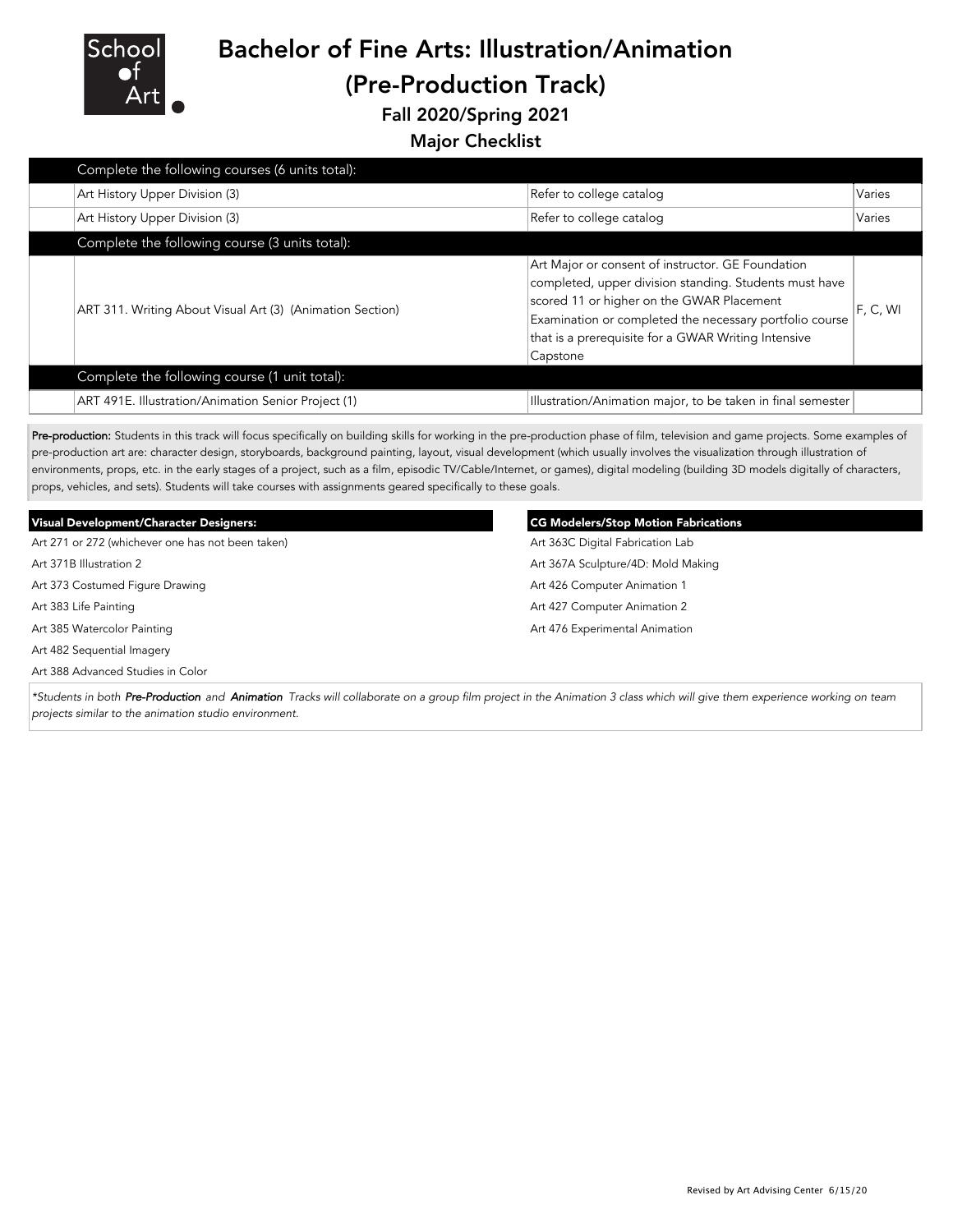# Bachelor of Fine Arts: Illustration/Animation (Pre-Production Track)

## Fall 2020/Spring 2021

## Major Checklist

| | | | |
|---|---|---|---|
| | **Complete the following courses (6 units total):** | | |
| | Art History Upper Division (3) | Refer to college catalog | Varies |
| | Art History Upper Division (3) | Refer to college catalog | Varies |
| | **Complete the following course (3 units total):** | | |
| | ART 311. Writing About Visual Art (3) (Animation Section) | Art Major or consent of instructor. GE Foundation completed, upper division standing. Students must have scored 11 or higher on the GWAR Placement Examination or completed the necessary portfolio course that is a prerequisite for a GWAR Writing Intensive Capstone | F, C, WI |
| | **Complete the following course (1 unit total):** | | |
| | ART 491E. Illustration/Animation Senior Project (1) | Illustration/Animation major, to be taken in final semester | |

**Pre-production:** Students in this track will focus specifically on building skills for working in the pre-production phase of film, television and game projects. Some examples of pre-production art are: character design, storyboards, background painting, layout, visual development (which usually involves the visualization through illustration of environments, props, etc. in the early stages of a project, such as a film, episodic TV/Cable/Internet, or games), digital modeling (building 3D models digitally of characters, props, vehicles, and sets). Students will take courses with assignments geared specifically to these goals.

**Visual Development/Character Designers:**

- Art 271 or 272 (whichever one has not been taken)
- Art 371B Illustration 2
- Art 373 Costumed Figure Drawing
- Art 383 Life Painting
- Art 385 Watercolor Painting
- Art 482 Sequential Imagery
- Art 388 Advanced Studies in Color

**CG Modelers/Stop Motion Fabrications**

- Art 363C Digital Fabrication Lab
- Art 367A Sculpture/4D: Mold Making
- Art 426 Computer Animation 1
- Art 427 Computer Animation 2
- Art 476 Experimental Animation

*\*Students in both **Pre-Production** and **Animation** Tracks will collaborate on a group film project in the Animation 3 class which will give them experience working on team projects similar to the animation studio environment.*

Revised by Art Advising Center 6/15/20